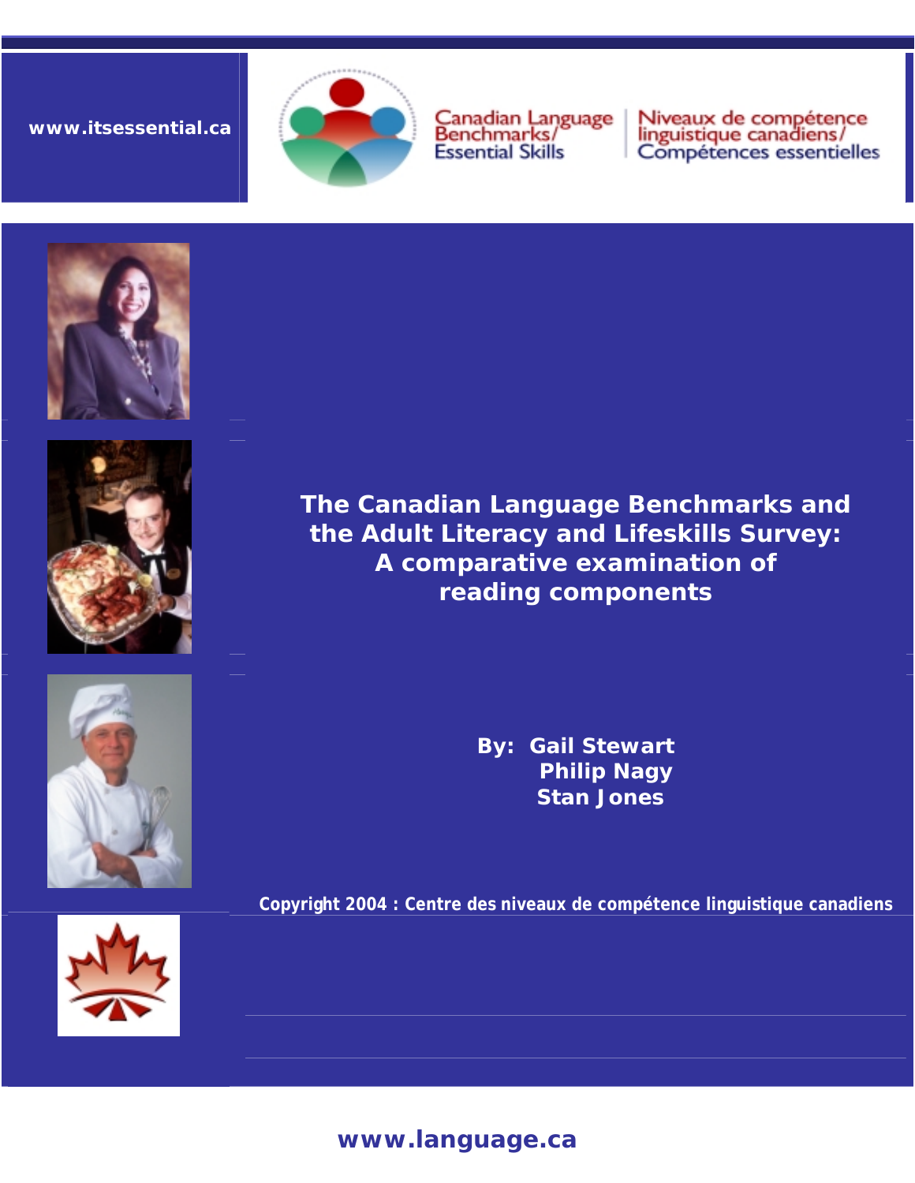www.itsessential.ca

Canadian Language Benchmarks/
Essential Skills

Niveaux de compétence linguistique canadiens/
Compétences essentielles

# The Canadian Language Benchmarks and the Adult Literacy and Lifeskills Survey: A comparative examination of reading components

**By: Gail Stewart**
**Philip Nagy**
**Stan Jones**

Copyright 2004 : Centre des niveaux de compétence linguistique canadiens

www.language.ca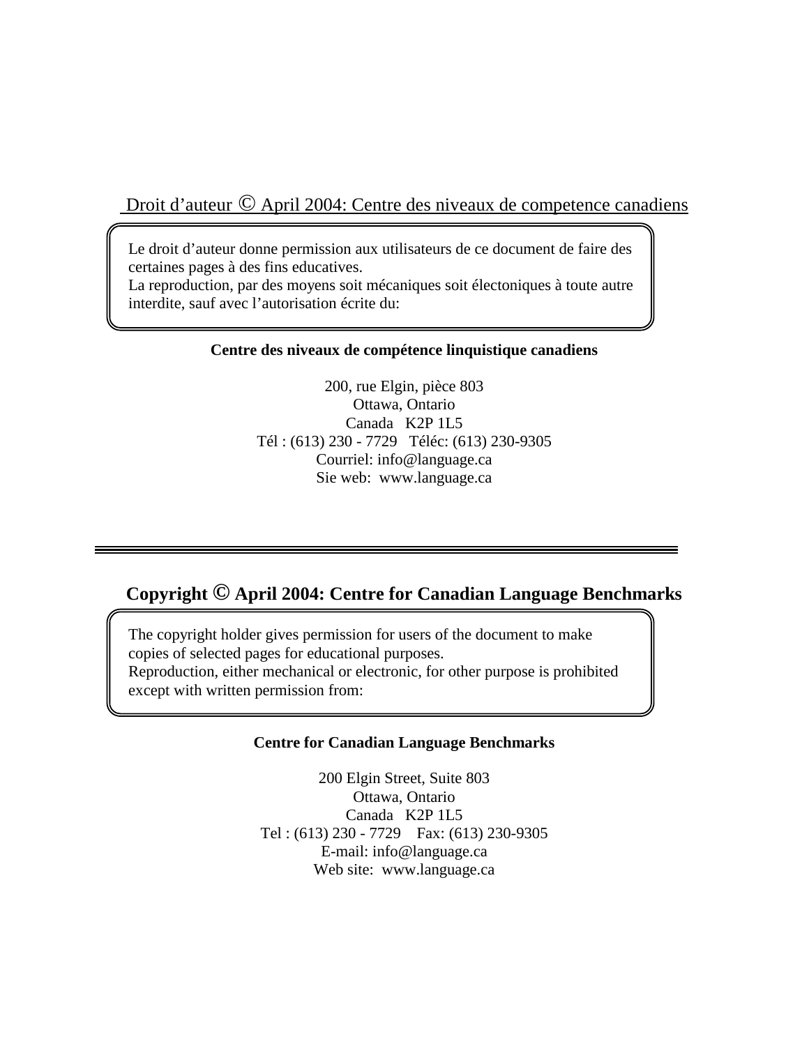Droit d'auteur © April 2004: Centre des niveaux de competence canadiens

Le droit d'auteur donne permission aux utilisateurs de ce document de faire des certaines pages à des fins educatives.
La reproduction, par des moyens soit mécaniques soit électoniques à toute autre interdite, sauf avec l'autorisation écrite du:

**Centre des niveaux de compétence linquistique canadiens**

200, rue Elgin, pièce 803
Ottawa, Ontario
Canada K2P 1L5
Tél : (613) 230 - 7729 Téléc: (613) 230-9305
Courriel: info@language.ca
Sie web: www.language.ca

---

**Copyright © April 2004: Centre for Canadian Language Benchmarks**

The copyright holder gives permission for users of the document to make copies of selected pages for educational purposes.
Reproduction, either mechanical or electronic, for other purpose is prohibited except with written permission from:

**Centre for Canadian Language Benchmarks**

200 Elgin Street, Suite 803
Ottawa, Ontario
Canada K2P 1L5
Tel : (613) 230 - 7729 Fax: (613) 230-9305
E-mail: info@language.ca
Web site: www.language.ca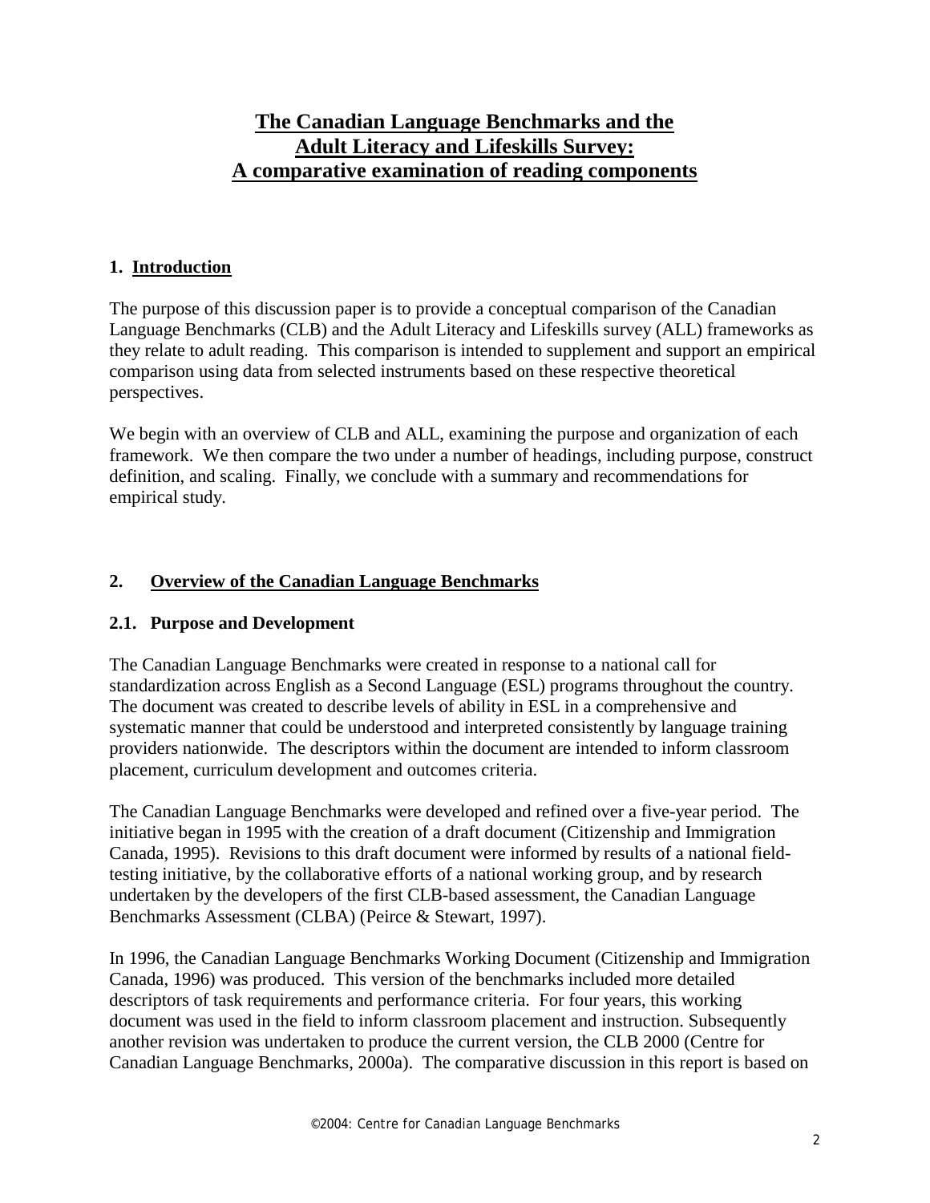# The Canadian Language Benchmarks and the Adult Literacy and Lifeskills Survey: A comparative examination of reading components

## 1. Introduction

The purpose of this discussion paper is to provide a conceptual comparison of the Canadian Language Benchmarks (CLB) and the Adult Literacy and Lifeskills survey (ALL) frameworks as they relate to adult reading. This comparison is intended to supplement and support an empirical comparison using data from selected instruments based on these respective theoretical perspectives.

We begin with an overview of CLB and ALL, examining the purpose and organization of each framework. We then compare the two under a number of headings, including purpose, construct definition, and scaling. Finally, we conclude with a summary and recommendations for empirical study.

## 2. Overview of the Canadian Language Benchmarks

### 2.1. Purpose and Development

The Canadian Language Benchmarks were created in response to a national call for standardization across English as a Second Language (ESL) programs throughout the country. The document was created to describe levels of ability in ESL in a comprehensive and systematic manner that could be understood and interpreted consistently by language training providers nationwide. The descriptors within the document are intended to inform classroom placement, curriculum development and outcomes criteria.

The Canadian Language Benchmarks were developed and refined over a five-year period. The initiative began in 1995 with the creation of a draft document (Citizenship and Immigration Canada, 1995). Revisions to this draft document were informed by results of a national field-testing initiative, by the collaborative efforts of a national working group, and by research undertaken by the developers of the first CLB-based assessment, the Canadian Language Benchmarks Assessment (CLBA) (Peirce & Stewart, 1997).

In 1996, the Canadian Language Benchmarks Working Document (Citizenship and Immigration Canada, 1996) was produced. This version of the benchmarks included more detailed descriptors of task requirements and performance criteria. For four years, this working document was used in the field to inform classroom placement and instruction. Subsequently another revision was undertaken to produce the current version, the CLB 2000 (Centre for Canadian Language Benchmarks, 2000a). The comparative discussion in this report is based on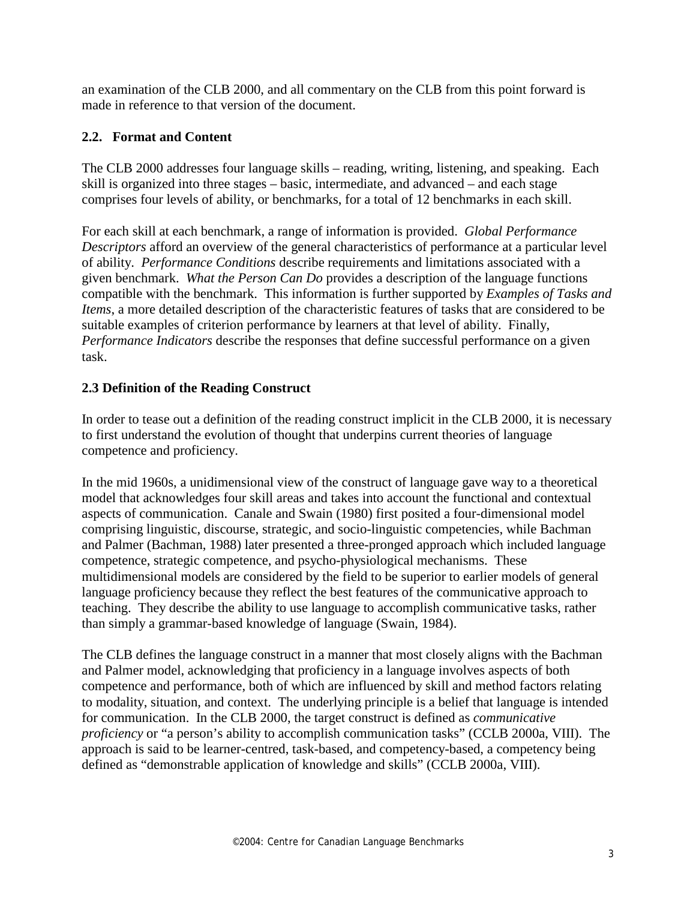an examination of the CLB 2000, and all commentary on the CLB from this point forward is made in reference to that version of the document.

## 2.2. Format and Content

The CLB 2000 addresses four language skills – reading, writing, listening, and speaking. Each skill is organized into three stages – basic, intermediate, and advanced – and each stage comprises four levels of ability, or benchmarks, for a total of 12 benchmarks in each skill.

For each skill at each benchmark, a range of information is provided. *Global Performance Descriptors* afford an overview of the general characteristics of performance at a particular level of ability. *Performance Conditions* describe requirements and limitations associated with a given benchmark. *What the Person Can Do* provides a description of the language functions compatible with the benchmark. This information is further supported by *Examples of Tasks and Items*, a more detailed description of the characteristic features of tasks that are considered to be suitable examples of criterion performance by learners at that level of ability. Finally, *Performance Indicators* describe the responses that define successful performance on a given task.

## 2.3 Definition of the Reading Construct

In order to tease out a definition of the reading construct implicit in the CLB 2000, it is necessary to first understand the evolution of thought that underpins current theories of language competence and proficiency.

In the mid 1960s, a unidimensional view of the construct of language gave way to a theoretical model that acknowledges four skill areas and takes into account the functional and contextual aspects of communication. Canale and Swain (1980) first posited a four-dimensional model comprising linguistic, discourse, strategic, and socio-linguistic competencies, while Bachman and Palmer (Bachman, 1988) later presented a three-pronged approach which included language competence, strategic competence, and psycho-physiological mechanisms. These multidimensional models are considered by the field to be superior to earlier models of general language proficiency because they reflect the best features of the communicative approach to teaching. They describe the ability to use language to accomplish communicative tasks, rather than simply a grammar-based knowledge of language (Swain, 1984).

The CLB defines the language construct in a manner that most closely aligns with the Bachman and Palmer model, acknowledging that proficiency in a language involves aspects of both competence and performance, both of which are influenced by skill and method factors relating to modality, situation, and context. The underlying principle is a belief that language is intended for communication. In the CLB 2000, the target construct is defined as *communicative proficiency* or "a person's ability to accomplish communication tasks" (CCLB 2000a, VIII). The approach is said to be learner-centred, task-based, and competency-based, a competency being defined as "demonstrable application of knowledge and skills" (CCLB 2000a, VIII).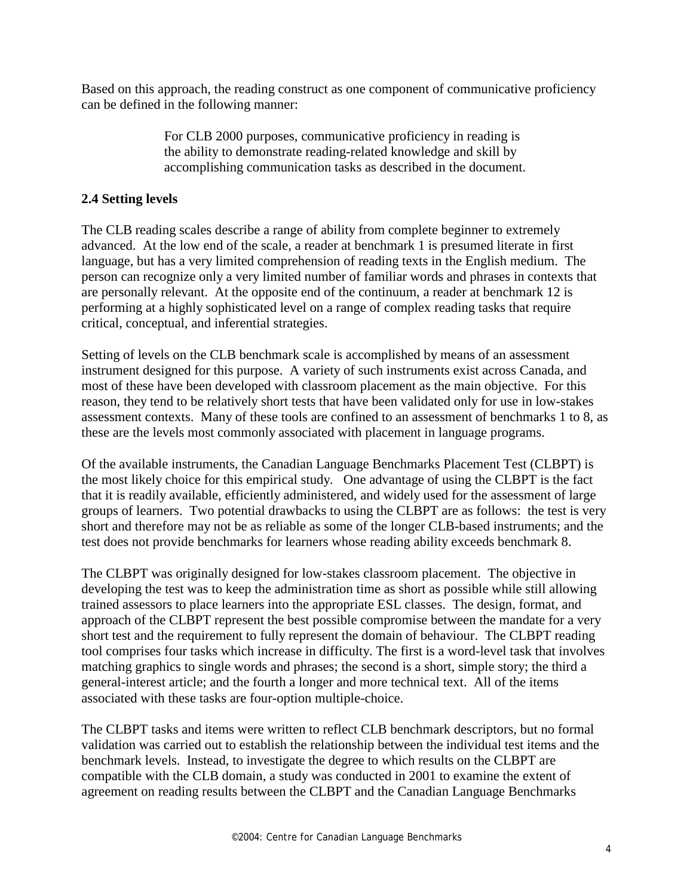Based on this approach, the reading construct as one component of communicative proficiency can be defined in the following manner:

> For CLB 2000 purposes, communicative proficiency in reading is the ability to demonstrate reading-related knowledge and skill by accomplishing communication tasks as described in the document.

## 2.4 Setting levels

The CLB reading scales describe a range of ability from complete beginner to extremely advanced. At the low end of the scale, a reader at benchmark 1 is presumed literate in first language, but has a very limited comprehension of reading texts in the English medium. The person can recognize only a very limited number of familiar words and phrases in contexts that are personally relevant. At the opposite end of the continuum, a reader at benchmark 12 is performing at a highly sophisticated level on a range of complex reading tasks that require critical, conceptual, and inferential strategies.

Setting of levels on the CLB benchmark scale is accomplished by means of an assessment instrument designed for this purpose. A variety of such instruments exist across Canada, and most of these have been developed with classroom placement as the main objective. For this reason, they tend to be relatively short tests that have been validated only for use in low-stakes assessment contexts. Many of these tools are confined to an assessment of benchmarks 1 to 8, as these are the levels most commonly associated with placement in language programs.

Of the available instruments, the Canadian Language Benchmarks Placement Test (CLBPT) is the most likely choice for this empirical study. One advantage of using the CLBPT is the fact that it is readily available, efficiently administered, and widely used for the assessment of large groups of learners. Two potential drawbacks to using the CLBPT are as follows: the test is very short and therefore may not be as reliable as some of the longer CLB-based instruments; and the test does not provide benchmarks for learners whose reading ability exceeds benchmark 8.

The CLBPT was originally designed for low-stakes classroom placement. The objective in developing the test was to keep the administration time as short as possible while still allowing trained assessors to place learners into the appropriate ESL classes. The design, format, and approach of the CLBPT represent the best possible compromise between the mandate for a very short test and the requirement to fully represent the domain of behaviour. The CLBPT reading tool comprises four tasks which increase in difficulty. The first is a word-level task that involves matching graphics to single words and phrases; the second is a short, simple story; the third a general-interest article; and the fourth a longer and more technical text. All of the items associated with these tasks are four-option multiple-choice.

The CLBPT tasks and items were written to reflect CLB benchmark descriptors, but no formal validation was carried out to establish the relationship between the individual test items and the benchmark levels. Instead, to investigate the degree to which results on the CLBPT are compatible with the CLB domain, a study was conducted in 2001 to examine the extent of agreement on reading results between the CLBPT and the Canadian Language Benchmarks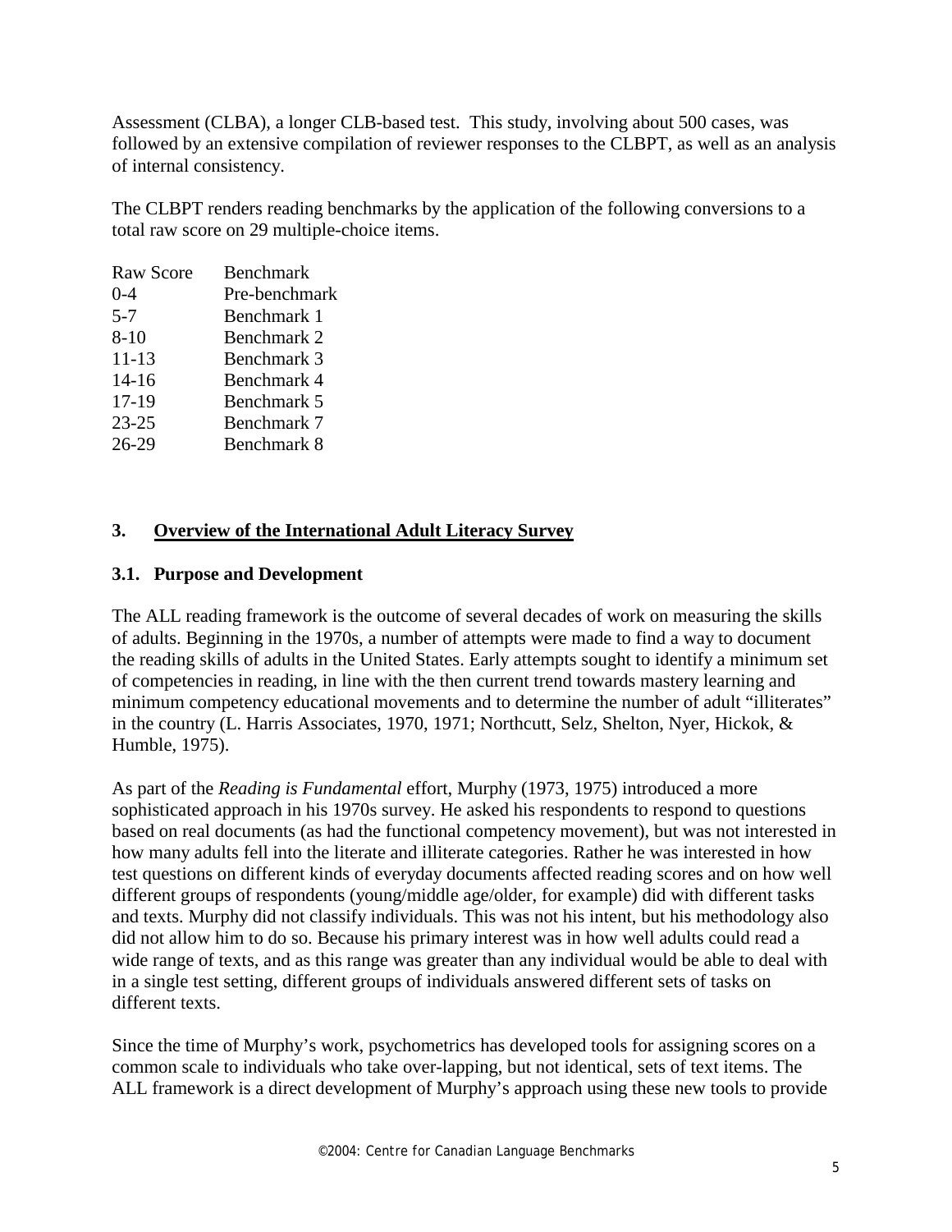Assessment (CLBA), a longer CLB-based test. This study, involving about 500 cases, was followed by an extensive compilation of reviewer responses to the CLBPT, as well as an analysis of internal consistency.

The CLBPT renders reading benchmarks by the application of the following conversions to a total raw score on 29 multiple-choice items.

| Raw Score | Benchmark |
|---|---|
| 0-4 | Pre-benchmark |
| 5-7 | Benchmark 1 |
| 8-10 | Benchmark 2 |
| 11-13 | Benchmark 3 |
| 14-16 | Benchmark 4 |
| 17-19 | Benchmark 5 |
| 23-25 | Benchmark 7 |
| 26-29 | Benchmark 8 |

## 3. Overview of the International Adult Literacy Survey

### 3.1. Purpose and Development

The ALL reading framework is the outcome of several decades of work on measuring the skills of adults. Beginning in the 1970s, a number of attempts were made to find a way to document the reading skills of adults in the United States. Early attempts sought to identify a minimum set of competencies in reading, in line with the then current trend towards mastery learning and minimum competency educational movements and to determine the number of adult "illiterates" in the country (L. Harris Associates, 1970, 1971; Northcutt, Selz, Shelton, Nyer, Hickok, & Humble, 1975).

As part of the *Reading is Fundamental* effort, Murphy (1973, 1975) introduced a more sophisticated approach in his 1970s survey. He asked his respondents to respond to questions based on real documents (as had the functional competency movement), but was not interested in how many adults fell into the literate and illiterate categories. Rather he was interested in how test questions on different kinds of everyday documents affected reading scores and on how well different groups of respondents (young/middle age/older, for example) did with different tasks and texts. Murphy did not classify individuals. This was not his intent, but his methodology also did not allow him to do so. Because his primary interest was in how well adults could read a wide range of texts, and as this range was greater than any individual would be able to deal with in a single test setting, different groups of individuals answered different sets of tasks on different texts.

Since the time of Murphy's work, psychometrics has developed tools for assigning scores on a common scale to individuals who take over-lapping, but not identical, sets of text items. The ALL framework is a direct development of Murphy's approach using these new tools to provide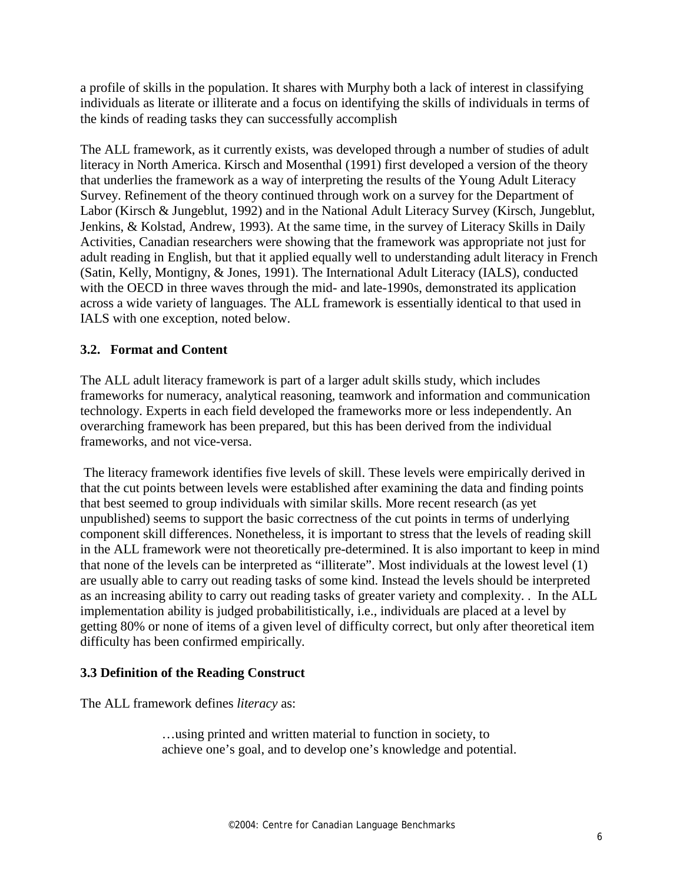a profile of skills in the population. It shares with Murphy both a lack of interest in classifying individuals as literate or illiterate and a focus on identifying the skills of individuals in terms of the kinds of reading tasks they can successfully accomplish

The ALL framework, as it currently exists, was developed through a number of studies of adult literacy in North America. Kirsch and Mosenthal (1991) first developed a version of the theory that underlies the framework as a way of interpreting the results of the Young Adult Literacy Survey. Refinement of the theory continued through work on a survey for the Department of Labor (Kirsch & Jungeblut, 1992) and in the National Adult Literacy Survey (Kirsch, Jungeblut, Jenkins, & Kolstad, Andrew, 1993). At the same time, in the survey of Literacy Skills in Daily Activities, Canadian researchers were showing that the framework was appropriate not just for adult reading in English, but that it applied equally well to understanding adult literacy in French (Satin, Kelly, Montigny, & Jones, 1991). The International Adult Literacy (IALS), conducted with the OECD in three waves through the mid- and late-1990s, demonstrated its application across a wide variety of languages. The ALL framework is essentially identical to that used in IALS with one exception, noted below.

### 3.2. Format and Content

The ALL adult literacy framework is part of a larger adult skills study, which includes frameworks for numeracy, analytical reasoning, teamwork and information and communication technology. Experts in each field developed the frameworks more or less independently. An overarching framework has been prepared, but this has been derived from the individual frameworks, and not vice-versa.

The literacy framework identifies five levels of skill. These levels were empirically derived in that the cut points between levels were established after examining the data and finding points that best seemed to group individuals with similar skills. More recent research (as yet unpublished) seems to support the basic correctness of the cut points in terms of underlying component skill differences. Nonetheless, it is important to stress that the levels of reading skill in the ALL framework were not theoretically pre-determined. It is also important to keep in mind that none of the levels can be interpreted as "illiterate". Most individuals at the lowest level (1) are usually able to carry out reading tasks of some kind. Instead the levels should be interpreted as an increasing ability to carry out reading tasks of greater variety and complexity. . In the ALL implementation ability is judged probabilitistically, i.e., individuals are placed at a level by getting 80% or none of items of a given level of difficulty correct, but only after theoretical item difficulty has been confirmed empirically.

### 3.3 Definition of the Reading Construct

The ALL framework defines *literacy* as:

> …using printed and written material to function in society, to achieve one's goal, and to develop one's knowledge and potential.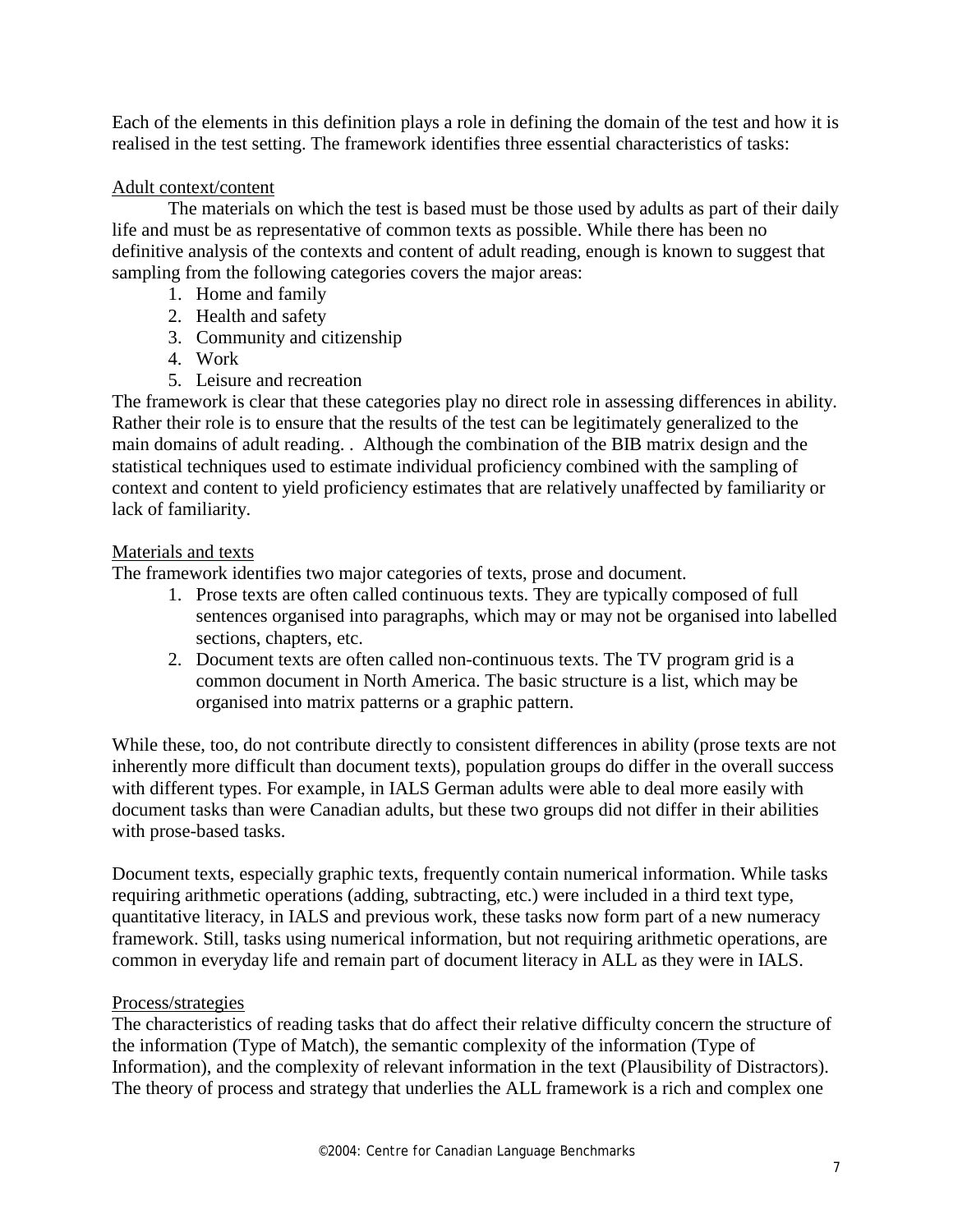Each of the elements in this definition plays a role in defining the domain of the test and how it is realised in the test setting. The framework identifies three essential characteristics of tasks:

Adult context/content

The materials on which the test is based must be those used by adults as part of their daily life and must be as representative of common texts as possible. While there has been no definitive analysis of the contexts and content of adult reading, enough is known to suggest that sampling from the following categories covers the major areas:

1. Home and family
2. Health and safety
3. Community and citizenship
4. Work
5. Leisure and recreation

The framework is clear that these categories play no direct role in assessing differences in ability. Rather their role is to ensure that the results of the test can be legitimately generalized to the main domains of adult reading. .  Although the combination of the BIB matrix design and the statistical techniques used to estimate individual proficiency combined with the sampling of context and content to yield proficiency estimates that are relatively unaffected by familiarity or lack of familiarity.

Materials and texts

The framework identifies two major categories of texts, prose and document.

1. Prose texts are often called continuous texts. They are typically composed of full sentences organised into paragraphs, which may or may not be organised into labelled sections, chapters, etc.
2. Document texts are often called non-continuous texts. The TV program grid is a common document in North America. The basic structure is a list, which may be organised into matrix patterns or a graphic pattern.

While these, too, do not contribute directly to consistent differences in ability (prose texts are not inherently more difficult than document texts), population groups do differ in the overall success with different types. For example, in IALS German adults were able to deal more easily with document tasks than were Canadian adults, but these two groups did not differ in their abilities with prose-based tasks.

Document texts, especially graphic texts, frequently contain numerical information. While tasks requiring arithmetic operations (adding, subtracting, etc.) were included in a third text type, quantitative literacy, in IALS and previous work, these tasks now form part of a new numeracy framework. Still, tasks using numerical information, but not requiring arithmetic operations, are common in everyday life and remain part of document literacy in ALL as they were in IALS.

Process/strategies

The characteristics of reading tasks that do affect their relative difficulty concern the structure of the information (Type of Match), the semantic complexity of the information (Type of Information), and the complexity of relevant information in the text (Plausibility of Distractors). The theory of process and strategy that underlies the ALL framework is a rich and complex one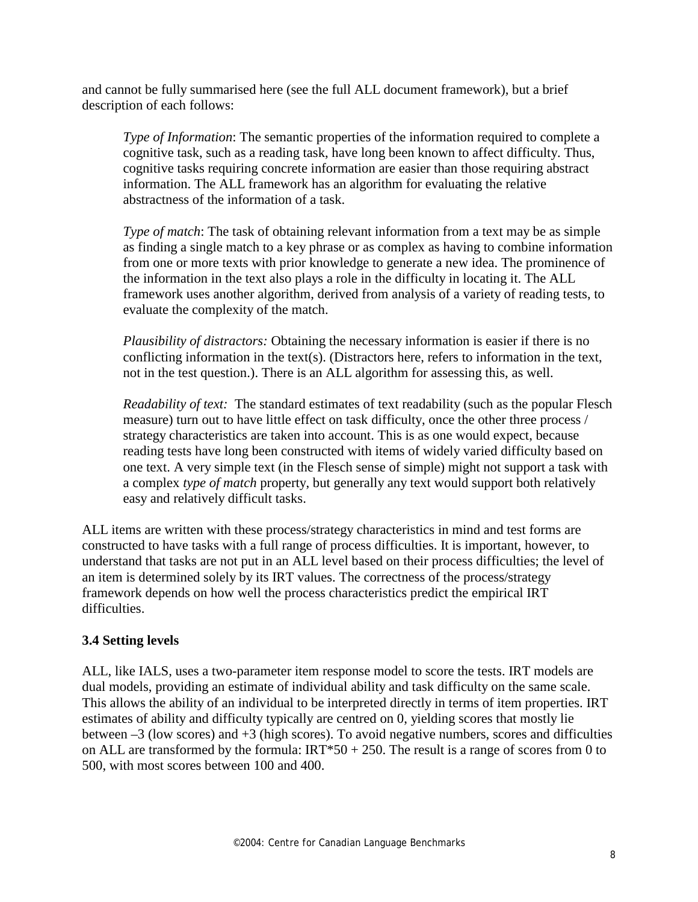and cannot be fully summarised here (see the full ALL document framework), but a brief description of each follows:

> *Type of Information*: The semantic properties of the information required to complete a cognitive task, such as a reading task, have long been known to affect difficulty. Thus, cognitive tasks requiring concrete information are easier than those requiring abstract information. The ALL framework has an algorithm for evaluating the relative abstractness of the information of a task.
>
> *Type of match*: The task of obtaining relevant information from a text may be as simple as finding a single match to a key phrase or as complex as having to combine information from one or more texts with prior knowledge to generate a new idea. The prominence of the information in the text also plays a role in the difficulty in locating it. The ALL framework uses another algorithm, derived from analysis of a variety of reading tests, to evaluate the complexity of the match.
>
> *Plausibility of distractors:* Obtaining the necessary information is easier if there is no conflicting information in the text(s). (Distractors here, refers to information in the text, not in the test question.). There is an ALL algorithm for assessing this, as well.
>
> *Readability of text:* The standard estimates of text readability (such as the popular Flesch measure) turn out to have little effect on task difficulty, once the other three process / strategy characteristics are taken into account. This is as one would expect, because reading tests have long been constructed with items of widely varied difficulty based on one text. A very simple text (in the Flesch sense of simple) might not support a task with a complex *type of match* property, but generally any text would support both relatively easy and relatively difficult tasks.

ALL items are written with these process/strategy characteristics in mind and test forms are constructed to have tasks with a full range of process difficulties. It is important, however, to understand that tasks are not put in an ALL level based on their process difficulties; the level of an item is determined solely by its IRT values. The correctness of the process/strategy framework depends on how well the process characteristics predict the empirical IRT difficulties.

### 3.4 Setting levels

ALL, like IALS, uses a two-parameter item response model to score the tests. IRT models are dual models, providing an estimate of individual ability and task difficulty on the same scale. This allows the ability of an individual to be interpreted directly in terms of item properties. IRT estimates of ability and difficulty typically are centred on 0, yielding scores that mostly lie between –3 (low scores) and +3 (high scores). To avoid negative numbers, scores and difficulties on ALL are transformed by the formula: IRT*50 + 250. The result is a range of scores from 0 to 500, with most scores between 100 and 400.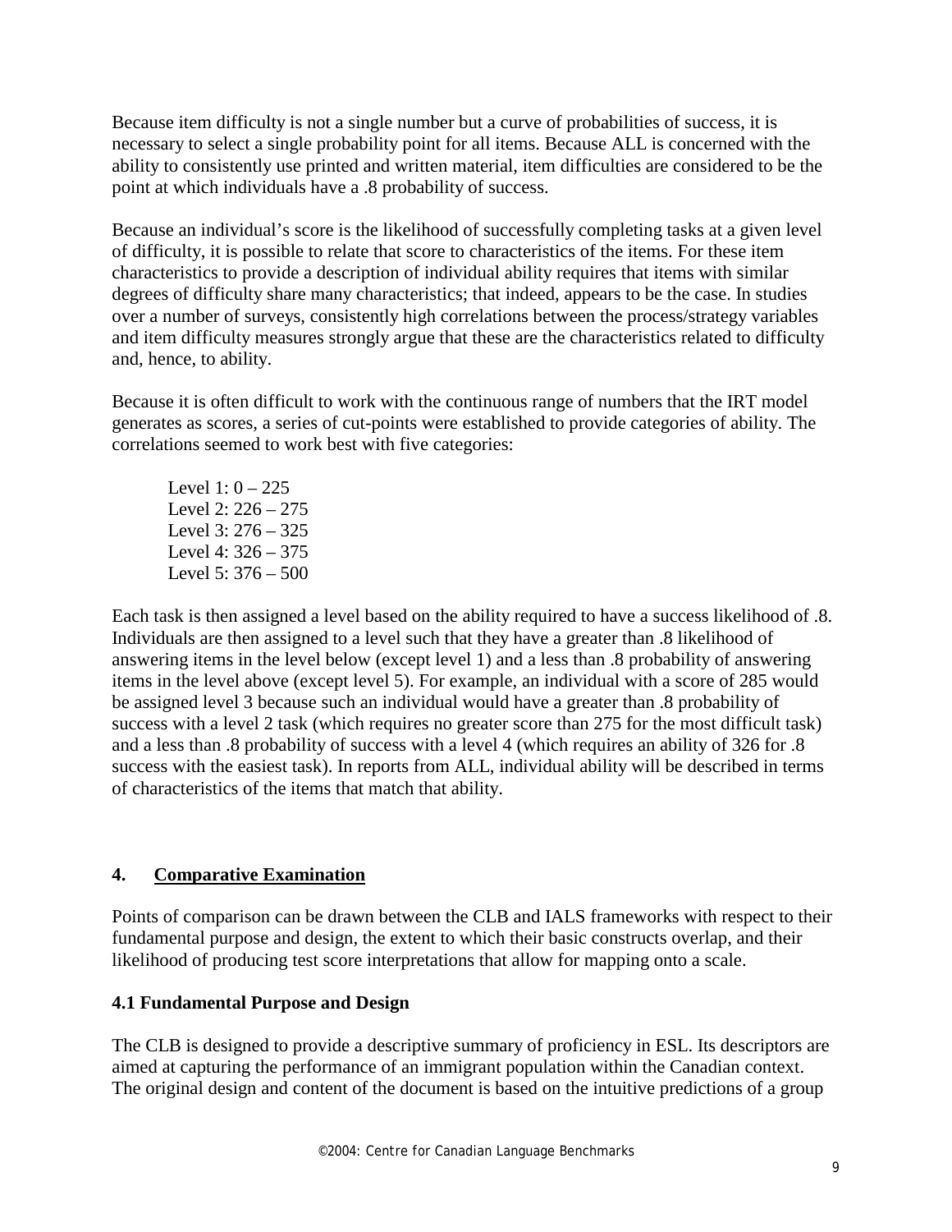Because item difficulty is not a single number but a curve of probabilities of success, it is necessary to select a single probability point for all items. Because ALL is concerned with the ability to consistently use printed and written material, item difficulties are considered to be the point at which individuals have a .8 probability of success.

Because an individual's score is the likelihood of successfully completing tasks at a given level of difficulty, it is possible to relate that score to characteristics of the items. For these item characteristics to provide a description of individual ability requires that items with similar degrees of difficulty share many characteristics; that indeed, appears to be the case. In studies over a number of surveys, consistently high correlations between the process/strategy variables and item difficulty measures strongly argue that these are the characteristics related to difficulty and, hence, to ability.

Because it is often difficult to work with the continuous range of numbers that the IRT model generates as scores, a series of cut-points were established to provide categories of ability. The correlations seemed to work best with five categories:

Level 1: 0 – 225
Level 2: 226 – 275
Level 3: 276 – 325
Level 4: 326 – 375
Level 5: 376 – 500

Each task is then assigned a level based on the ability required to have a success likelihood of .8. Individuals are then assigned to a level such that they have a greater than .8 likelihood of answering items in the level below (except level 1) and a less than .8 probability of answering items in the level above (except level 5). For example, an individual with a score of 285 would be assigned level 3 because such an individual would have a greater than .8 probability of success with a level 2 task (which requires no greater score than 275 for the most difficult task) and a less than .8 probability of success with a level 4 (which requires an ability of 326 for .8 success with the easiest task). In reports from ALL, individual ability will be described in terms of characteristics of the items that match that ability.

## 4. Comparative Examination

Points of comparison can be drawn between the CLB and IALS frameworks with respect to their fundamental purpose and design, the extent to which their basic constructs overlap, and their likelihood of producing test score interpretations that allow for mapping onto a scale.

### 4.1 Fundamental Purpose and Design

The CLB is designed to provide a descriptive summary of proficiency in ESL. Its descriptors are aimed at capturing the performance of an immigrant population within the Canadian context. The original design and content of the document is based on the intuitive predictions of a group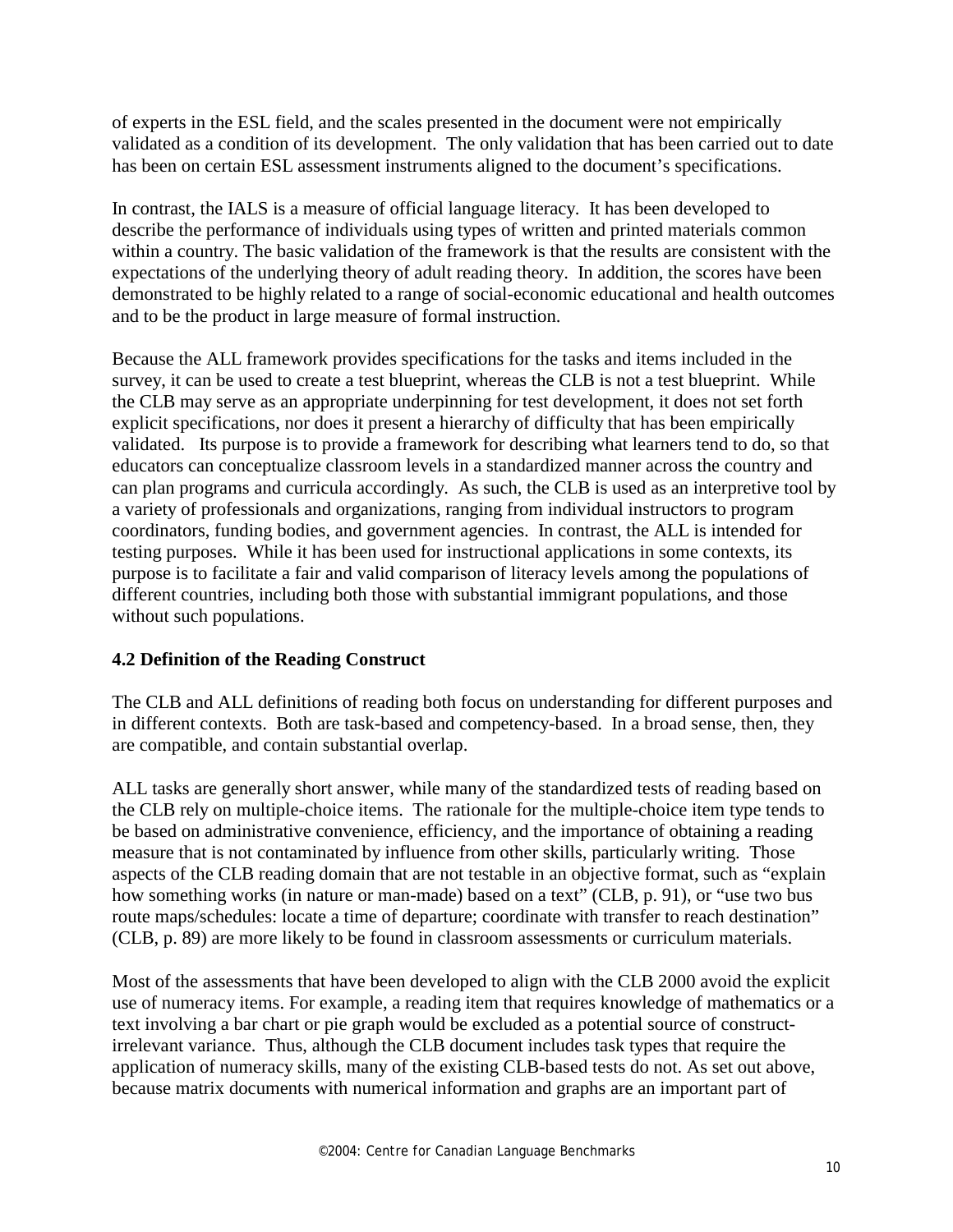of experts in the ESL field, and the scales presented in the document were not empirically validated as a condition of its development. The only validation that has been carried out to date has been on certain ESL assessment instruments aligned to the document's specifications.

In contrast, the IALS is a measure of official language literacy. It has been developed to describe the performance of individuals using types of written and printed materials common within a country. The basic validation of the framework is that the results are consistent with the expectations of the underlying theory of adult reading theory. In addition, the scores have been demonstrated to be highly related to a range of social-economic educational and health outcomes and to be the product in large measure of formal instruction.

Because the ALL framework provides specifications for the tasks and items included in the survey, it can be used to create a test blueprint, whereas the CLB is not a test blueprint. While the CLB may serve as an appropriate underpinning for test development, it does not set forth explicit specifications, nor does it present a hierarchy of difficulty that has been empirically validated. Its purpose is to provide a framework for describing what learners tend to do, so that educators can conceptualize classroom levels in a standardized manner across the country and can plan programs and curricula accordingly. As such, the CLB is used as an interpretive tool by a variety of professionals and organizations, ranging from individual instructors to program coordinators, funding bodies, and government agencies. In contrast, the ALL is intended for testing purposes. While it has been used for instructional applications in some contexts, its purpose is to facilitate a fair and valid comparison of literacy levels among the populations of different countries, including both those with substantial immigrant populations, and those without such populations.

### 4.2 Definition of the Reading Construct

The CLB and ALL definitions of reading both focus on understanding for different purposes and in different contexts. Both are task-based and competency-based. In a broad sense, then, they are compatible, and contain substantial overlap.

ALL tasks are generally short answer, while many of the standardized tests of reading based on the CLB rely on multiple-choice items. The rationale for the multiple-choice item type tends to be based on administrative convenience, efficiency, and the importance of obtaining a reading measure that is not contaminated by influence from other skills, particularly writing. Those aspects of the CLB reading domain that are not testable in an objective format, such as "explain how something works (in nature or man-made) based on a text" (CLB, p. 91), or "use two bus route maps/schedules: locate a time of departure; coordinate with transfer to reach destination" (CLB, p. 89) are more likely to be found in classroom assessments or curriculum materials.

Most of the assessments that have been developed to align with the CLB 2000 avoid the explicit use of numeracy items. For example, a reading item that requires knowledge of mathematics or a text involving a bar chart or pie graph would be excluded as a potential source of construct-irrelevant variance. Thus, although the CLB document includes task types that require the application of numeracy skills, many of the existing CLB-based tests do not. As set out above, because matrix documents with numerical information and graphs are an important part of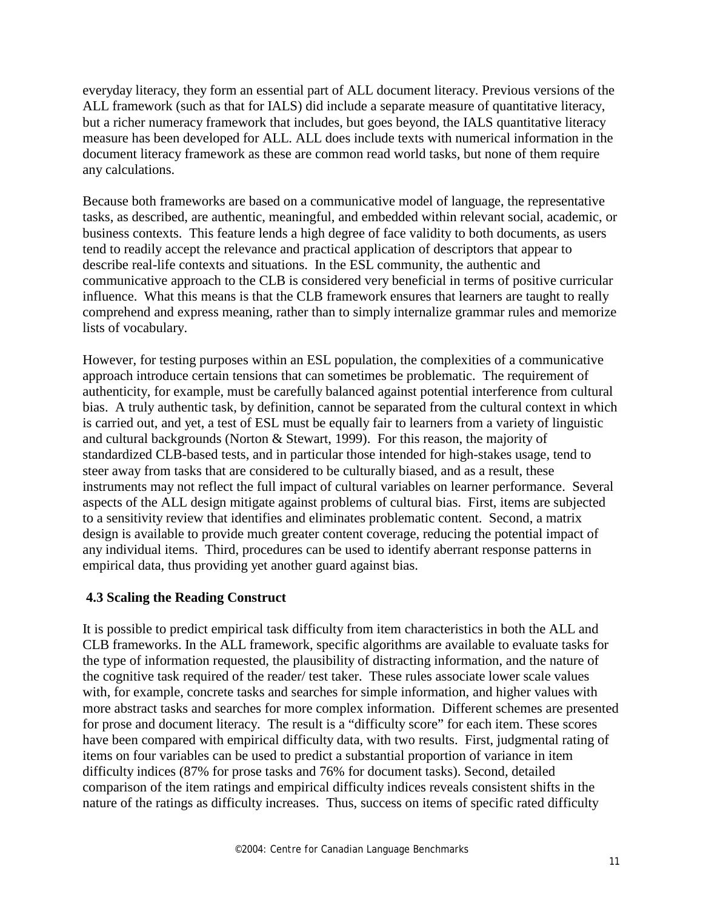everyday literacy, they form an essential part of ALL document literacy. Previous versions of the ALL framework (such as that for IALS) did include a separate measure of quantitative literacy, but a richer numeracy framework that includes, but goes beyond, the IALS quantitative literacy measure has been developed for ALL. ALL does include texts with numerical information in the document literacy framework as these are common read world tasks, but none of them require any calculations.

Because both frameworks are based on a communicative model of language, the representative tasks, as described, are authentic, meaningful, and embedded within relevant social, academic, or business contexts. This feature lends a high degree of face validity to both documents, as users tend to readily accept the relevance and practical application of descriptors that appear to describe real-life contexts and situations. In the ESL community, the authentic and communicative approach to the CLB is considered very beneficial in terms of positive curricular influence. What this means is that the CLB framework ensures that learners are taught to really comprehend and express meaning, rather than to simply internalize grammar rules and memorize lists of vocabulary.

However, for testing purposes within an ESL population, the complexities of a communicative approach introduce certain tensions that can sometimes be problematic. The requirement of authenticity, for example, must be carefully balanced against potential interference from cultural bias. A truly authentic task, by definition, cannot be separated from the cultural context in which is carried out, and yet, a test of ESL must be equally fair to learners from a variety of linguistic and cultural backgrounds (Norton & Stewart, 1999). For this reason, the majority of standardized CLB-based tests, and in particular those intended for high-stakes usage, tend to steer away from tasks that are considered to be culturally biased, and as a result, these instruments may not reflect the full impact of cultural variables on learner performance. Several aspects of the ALL design mitigate against problems of cultural bias. First, items are subjected to a sensitivity review that identifies and eliminates problematic content. Second, a matrix design is available to provide much greater content coverage, reducing the potential impact of any individual items. Third, procedures can be used to identify aberrant response patterns in empirical data, thus providing yet another guard against bias.

### 4.3 Scaling the Reading Construct

It is possible to predict empirical task difficulty from item characteristics in both the ALL and CLB frameworks. In the ALL framework, specific algorithms are available to evaluate tasks for the type of information requested, the plausibility of distracting information, and the nature of the cognitive task required of the reader/ test taker. These rules associate lower scale values with, for example, concrete tasks and searches for simple information, and higher values with more abstract tasks and searches for more complex information. Different schemes are presented for prose and document literacy. The result is a "difficulty score" for each item. These scores have been compared with empirical difficulty data, with two results. First, judgmental rating of items on four variables can be used to predict a substantial proportion of variance in item difficulty indices (87% for prose tasks and 76% for document tasks). Second, detailed comparison of the item ratings and empirical difficulty indices reveals consistent shifts in the nature of the ratings as difficulty increases. Thus, success on items of specific rated difficulty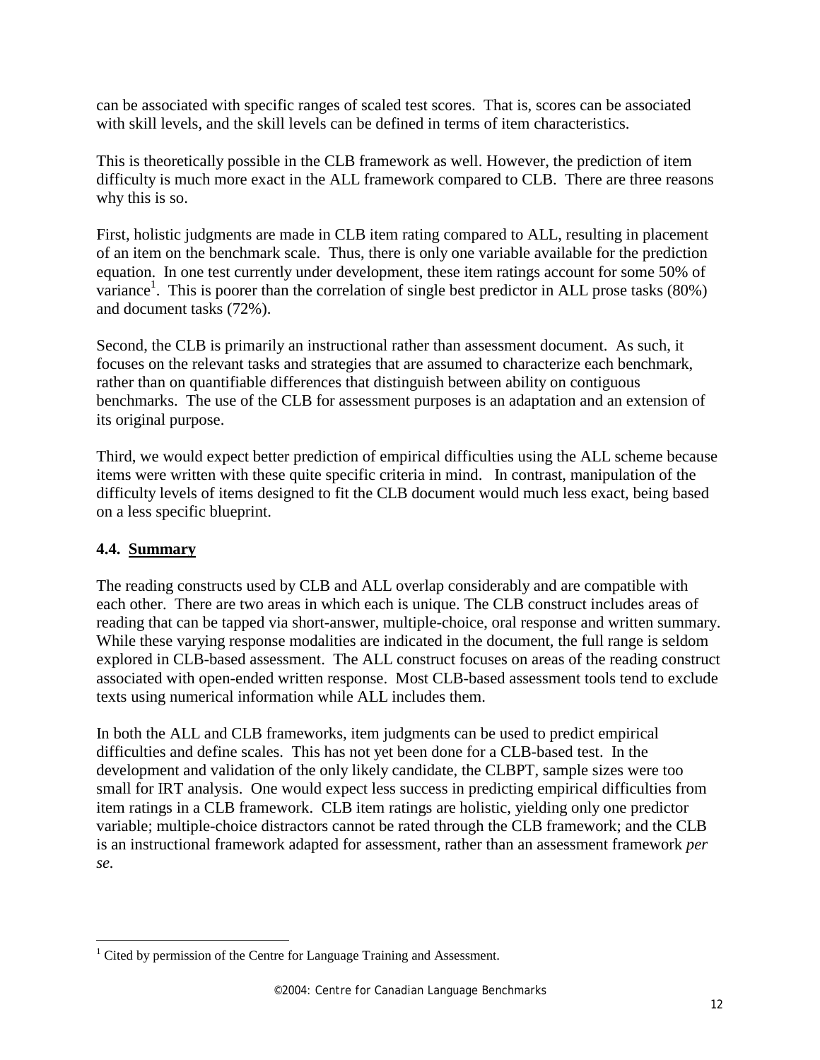can be associated with specific ranges of scaled test scores. That is, scores can be associated with skill levels, and the skill levels can be defined in terms of item characteristics.

This is theoretically possible in the CLB framework as well. However, the prediction of item difficulty is much more exact in the ALL framework compared to CLB. There are three reasons why this is so.

First, holistic judgments are made in CLB item rating compared to ALL, resulting in placement of an item on the benchmark scale. Thus, there is only one variable available for the prediction equation. In one test currently under development, these item ratings account for some 50% of variance[1]. This is poorer than the correlation of single best predictor in ALL prose tasks (80%) and document tasks (72%).

Second, the CLB is primarily an instructional rather than assessment document. As such, it focuses on the relevant tasks and strategies that are assumed to characterize each benchmark, rather than on quantifiable differences that distinguish between ability on contiguous benchmarks. The use of the CLB for assessment purposes is an adaptation and an extension of its original purpose.

Third, we would expect better prediction of empirical difficulties using the ALL scheme because items were written with these quite specific criteria in mind. In contrast, manipulation of the difficulty levels of items designed to fit the CLB document would much less exact, being based on a less specific blueprint.

### 4.4. Summary

The reading constructs used by CLB and ALL overlap considerably and are compatible with each other. There are two areas in which each is unique. The CLB construct includes areas of reading that can be tapped via short-answer, multiple-choice, oral response and written summary. While these varying response modalities are indicated in the document, the full range is seldom explored in CLB-based assessment. The ALL construct focuses on areas of the reading construct associated with open-ended written response. Most CLB-based assessment tools tend to exclude texts using numerical information while ALL includes them.

In both the ALL and CLB frameworks, item judgments can be used to predict empirical difficulties and define scales. This has not yet been done for a CLB-based test. In the development and validation of the only likely candidate, the CLBPT, sample sizes were too small for IRT analysis. One would expect less success in predicting empirical difficulties from item ratings in a CLB framework. CLB item ratings are holistic, yielding only one predictor variable; multiple-choice distractors cannot be rated through the CLB framework; and the CLB is an instructional framework adapted for assessment, rather than an assessment framework *per se*.

---

[1] Cited by permission of the Centre for Language Training and Assessment.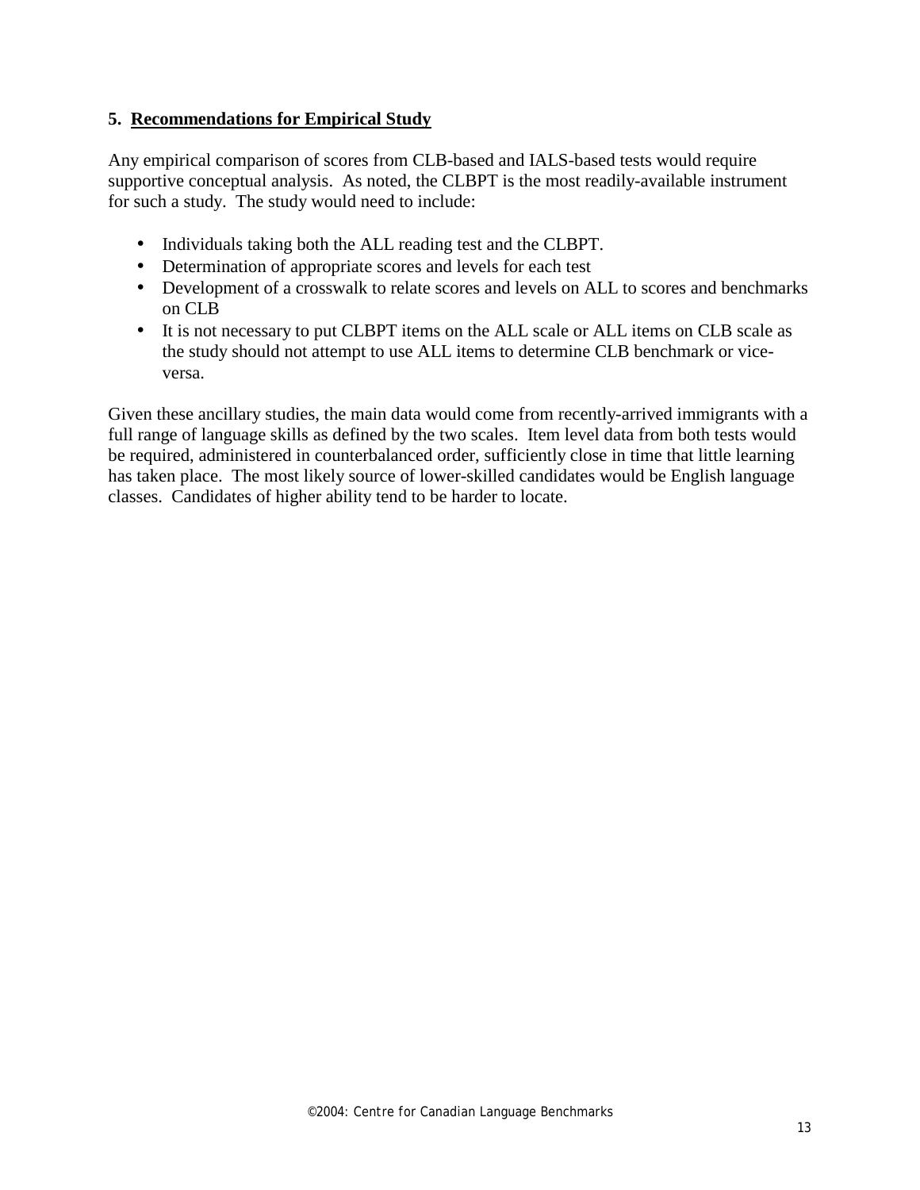## 5. Recommendations for Empirical Study

Any empirical comparison of scores from CLB-based and IALS-based tests would require supportive conceptual analysis. As noted, the CLBPT is the most readily-available instrument for such a study. The study would need to include:

- Individuals taking both the ALL reading test and the CLBPT.
- Determination of appropriate scores and levels for each test
- Development of a crosswalk to relate scores and levels on ALL to scores and benchmarks on CLB
- It is not necessary to put CLBPT items on the ALL scale or ALL items on CLB scale as the study should not attempt to use ALL items to determine CLB benchmark or vice-versa.

Given these ancillary studies, the main data would come from recently-arrived immigrants with a full range of language skills as defined by the two scales. Item level data from both tests would be required, administered in counterbalanced order, sufficiently close in time that little learning has taken place. The most likely source of lower-skilled candidates would be English language classes. Candidates of higher ability tend to be harder to locate.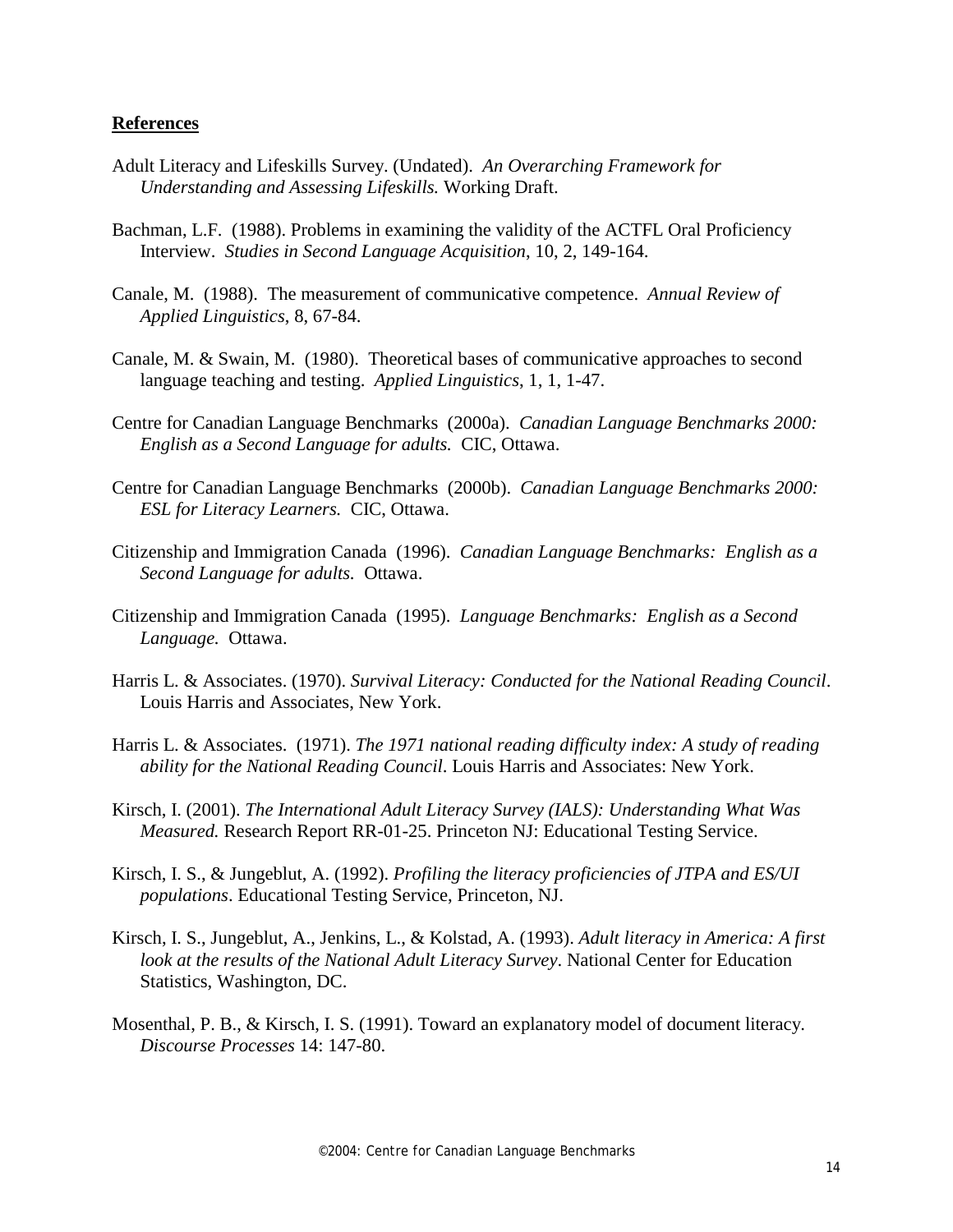## References

Adult Literacy and Lifeskills Survey. (Undated). *An Overarching Framework for Understanding and Assessing Lifeskills.* Working Draft.

Bachman, L.F. (1988). Problems in examining the validity of the ACTFL Oral Proficiency Interview. *Studies in Second Language Acquisition*, 10, 2, 149-164.

Canale, M. (1988). The measurement of communicative competence. *Annual Review of Applied Linguistics*, 8, 67-84.

Canale, M. & Swain, M. (1980). Theoretical bases of communicative approaches to second language teaching and testing. *Applied Linguistics*, 1, 1, 1-47.

Centre for Canadian Language Benchmarks (2000a). *Canadian Language Benchmarks 2000: English as a Second Language for adults.* CIC, Ottawa.

Centre for Canadian Language Benchmarks (2000b). *Canadian Language Benchmarks 2000: ESL for Literacy Learners.* CIC, Ottawa.

Citizenship and Immigration Canada (1996). *Canadian Language Benchmarks: English as a Second Language for adults.* Ottawa.

Citizenship and Immigration Canada (1995). *Language Benchmarks: English as a Second Language.* Ottawa.

Harris L. & Associates. (1970). *Survival Literacy: Conducted for the National Reading Council*. Louis Harris and Associates, New York.

Harris L. & Associates. (1971). *The 1971 national reading difficulty index: A study of reading ability for the National Reading Council*. Louis Harris and Associates: New York.

Kirsch, I. (2001). *The International Adult Literacy Survey (IALS): Understanding What Was Measured.* Research Report RR-01-25. Princeton NJ: Educational Testing Service.

Kirsch, I. S., & Jungeblut, A. (1992). *Profiling the literacy proficiencies of JTPA and ES/UI populations*. Educational Testing Service, Princeton, NJ.

Kirsch, I. S., Jungeblut, A., Jenkins, L., & Kolstad, A. (1993). *Adult literacy in America: A first look at the results of the National Adult Literacy Survey*. National Center for Education Statistics, Washington, DC.

Mosenthal, P. B., & Kirsch, I. S. (1991). Toward an explanatory model of document literacy. *Discourse Processes* 14: 147-80.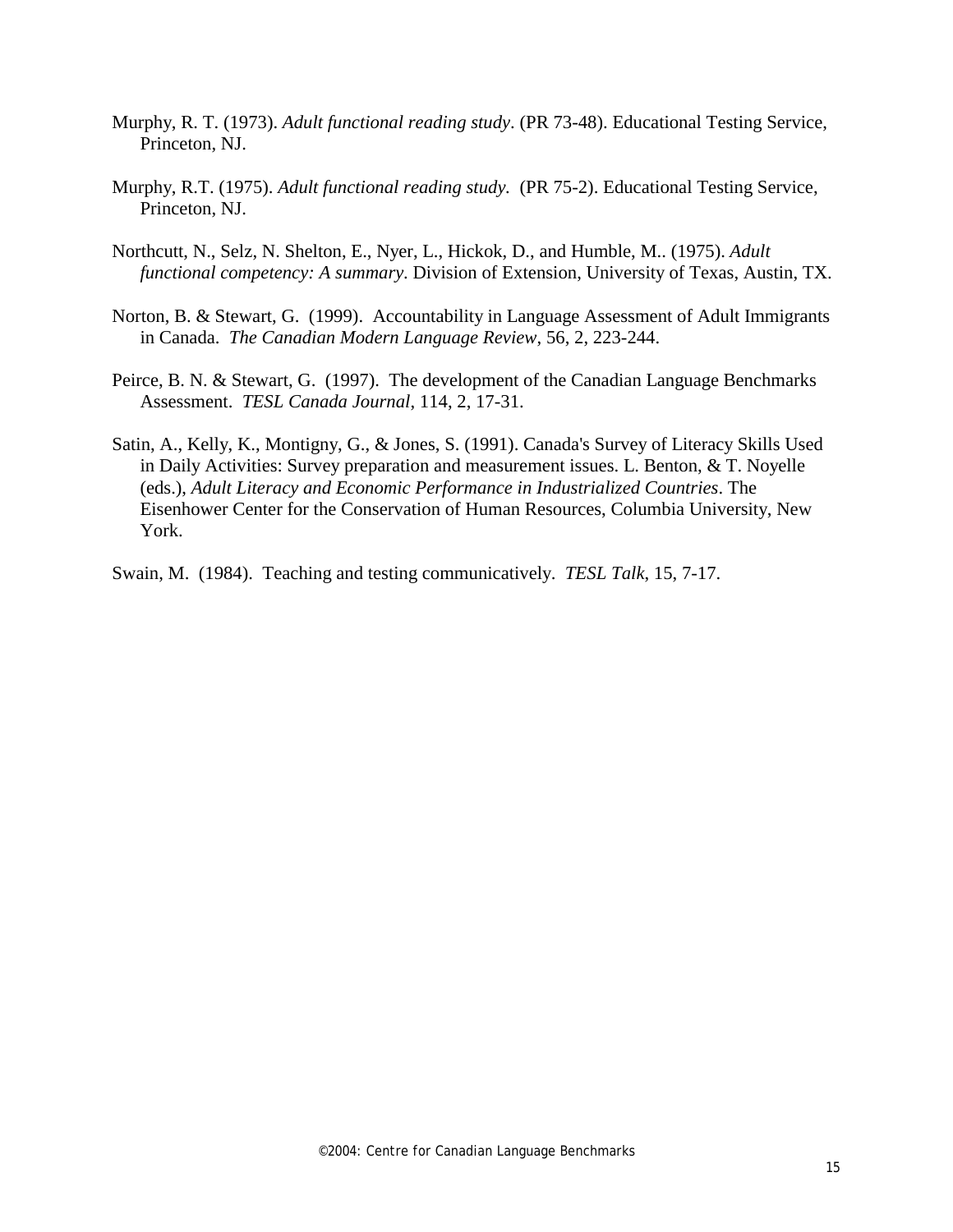Murphy, R. T. (1973). *Adult functional reading study*. (PR 73-48). Educational Testing Service, Princeton, NJ.

Murphy, R.T. (1975). *Adult functional reading study.* (PR 75-2). Educational Testing Service, Princeton, NJ.

Northcutt, N., Selz, N. Shelton, E., Nyer, L., Hickok, D., and Humble, M.. (1975). *Adult functional competency: A summary*. Division of Extension, University of Texas, Austin, TX.

Norton, B. & Stewart, G. (1999). Accountability in Language Assessment of Adult Immigrants in Canada. *The Canadian Modern Language Review*, 56, 2, 223-244.

Peirce, B. N. & Stewart, G. (1997). The development of the Canadian Language Benchmarks Assessment. *TESL Canada Journal*, 114, 2, 17-31.

Satin, A., Kelly, K., Montigny, G., & Jones, S. (1991). Canada's Survey of Literacy Skills Used in Daily Activities: Survey preparation and measurement issues. L. Benton, & T. Noyelle (eds.), *Adult Literacy and Economic Performance in Industrialized Countries*. The Eisenhower Center for the Conservation of Human Resources, Columbia University, New York.

Swain, M. (1984). Teaching and testing communicatively. *TESL Talk*, 15, 7-17.